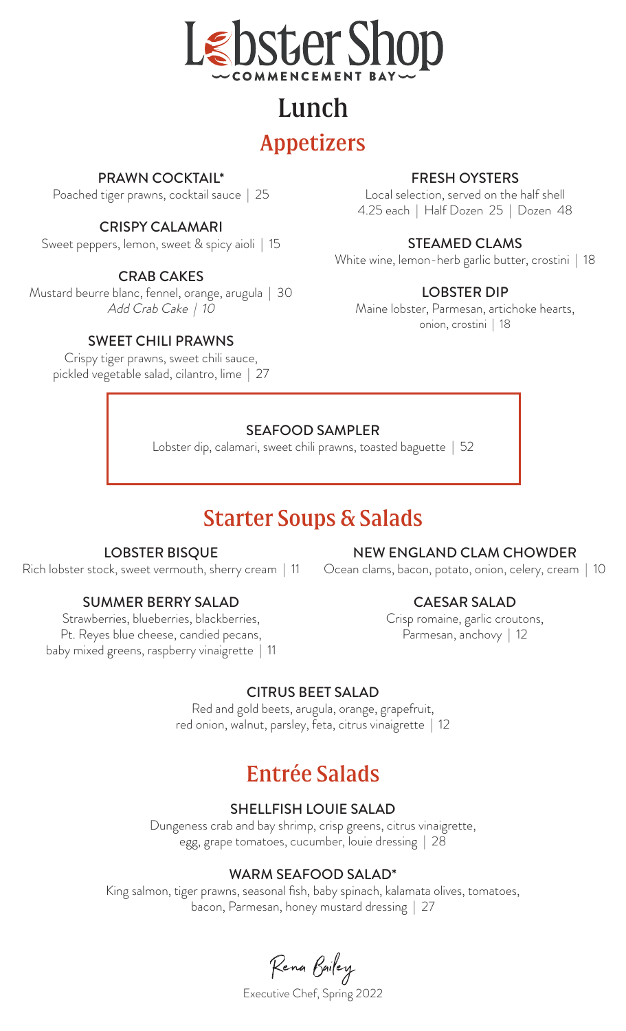# Lobster Shop

COMMENCEMENT BAY

## Lunch

## Appetizers

### PRAWN COCKTAIL*

Poached tiger prawns, cocktail sauce | 25

### CRISPY CALAMARI

Sweet peppers, lemon, sweet & spicy aioli | 15

### CRAB CAKES

Mustard beurre blanc, fennel, orange, arugula | 30
*Add Crab Cake | 10*

### SWEET CHILI PRAWNS

Crispy tiger prawns, sweet chili sauce, pickled vegetable salad, cilantro, lime | 27

### FRESH OYSTERS

Local selection, served on the half shell
4.25 each | Half Dozen 25 | Dozen 48

### STEAMED CLAMS

White wine, lemon-herb garlic butter, crostini | 18

### LOBSTER DIP

Maine lobster, Parmesan, artichoke hearts, onion, crostini | 18

### SEAFOOD SAMPLER

Lobster dip, calamari, sweet chili prawns, toasted baguette | 52

## Starter Soups & Salads

### LOBSTER BISQUE

Rich lobster stock, sweet vermouth, sherry cream | 11

### SUMMER BERRY SALAD

Strawberries, blueberries, blackberries, Pt. Reyes blue cheese, candied pecans, baby mixed greens, raspberry vinaigrette | 11

### NEW ENGLAND CLAM CHOWDER

Ocean clams, bacon, potato, onion, celery, cream | 10

### CAESAR SALAD

Crisp romaine, garlic croutons, Parmesan, anchovy | 12

### CITRUS BEET SALAD

Red and gold beets, arugula, orange, grapefruit, red onion, walnut, parsley, feta, citrus vinaigrette | 12

## Entrée Salads

### SHELLFISH LOUIE SALAD

Dungeness crab and bay shrimp, crisp greens, citrus vinaigrette, egg, grape tomatoes, cucumber, louie dressing | 28

### WARM SEAFOOD SALAD*

King salmon, tiger prawns, seasonal fish, baby spinach, kalamata olives, tomatoes, bacon, Parmesan, honey mustard dressing | 27

Rena Bailey

Executive Chef, Spring 2022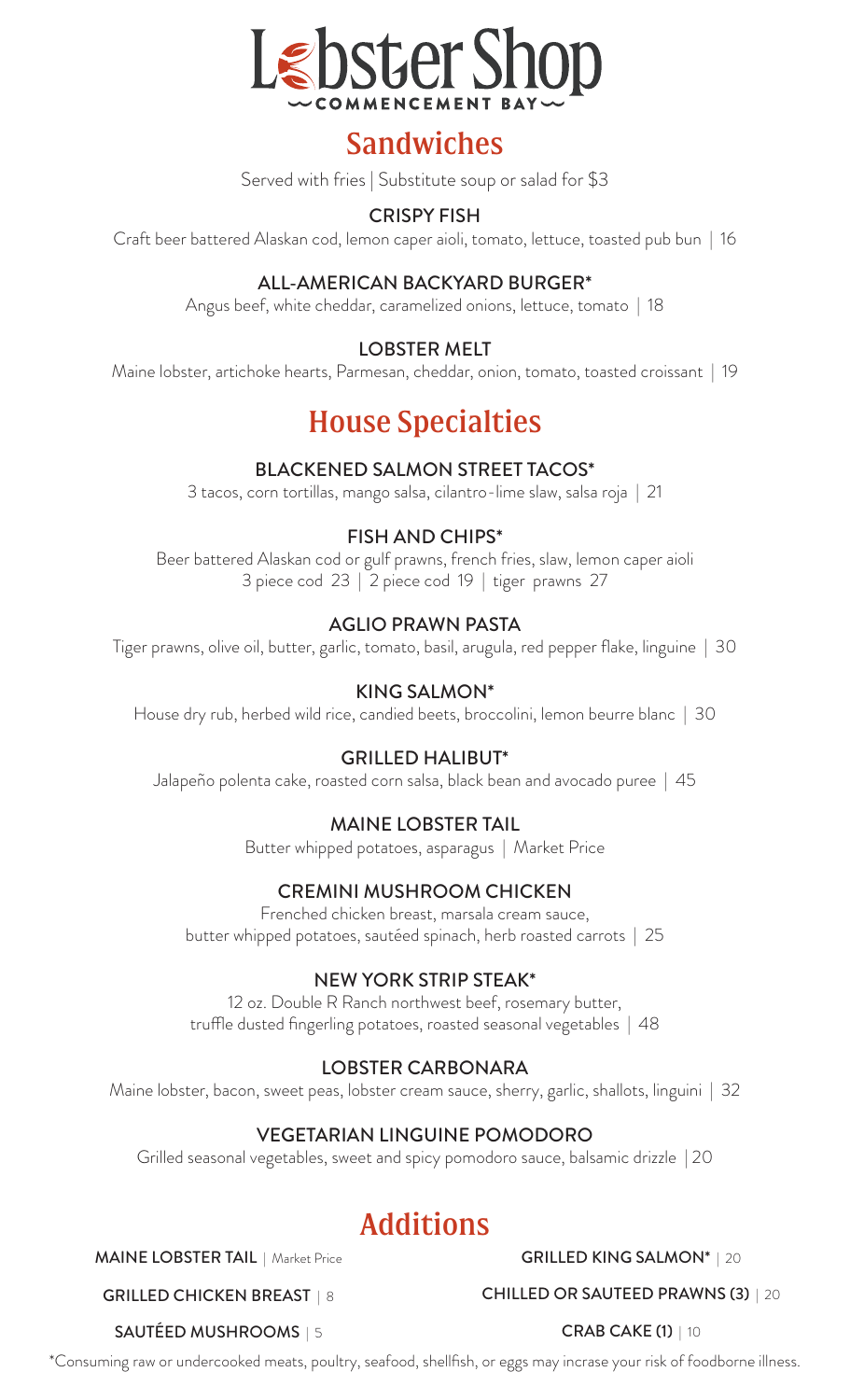# Lobster Shop

COMMENCEMENT BAY

## Sandwiches

Served with fries | Substitute soup or salad for $3

### CRISPY FISH

Craft beer battered Alaskan cod, lemon caper aioli, tomato, lettuce, toasted pub bun | 16

### ALL-AMERICAN BACKYARD BURGER*

Angus beef, white cheddar, caramelized onions, lettuce, tomato | 18

### LOBSTER MELT

Maine lobster, artichoke hearts, Parmesan, cheddar, onion, tomato, toasted croissant | 19

## House Specialties

### BLACKENED SALMON STREET TACOS*

3 tacos, corn tortillas, mango salsa, cilantro-lime slaw, salsa roja | 21

### FISH AND CHIPS*

Beer battered Alaskan cod or gulf prawns, french fries, slaw, lemon caper aioli
3 piece cod 23 | 2 piece cod 19 | tiger prawns 27

### AGLIO PRAWN PASTA

Tiger prawns, olive oil, butter, garlic, tomato, basil, arugula, red pepper flake, linguine | 30

### KING SALMON*

House dry rub, herbed wild rice, candied beets, broccolini, lemon beurre blanc | 30

### GRILLED HALIBUT*

Jalapeño polenta cake, roasted corn salsa, black bean and avocado puree | 45

### MAINE LOBSTER TAIL

Butter whipped potatoes, asparagus | Market Price

### CREMINI MUSHROOM CHICKEN

Frenched chicken breast, marsala cream sauce,
butter whipped potatoes, sautéed spinach, herb roasted carrots | 25

### NEW YORK STRIP STEAK*

12 oz. Double R Ranch northwest beef, rosemary butter,
truffle dusted fingerling potatoes, roasted seasonal vegetables | 48

### LOBSTER CARBONARA

Maine lobster, bacon, sweet peas, lobster cream sauce, sherry, garlic, shallots, linguini | 32

### VEGETARIAN LINGUINE POMODORO

Grilled seasonal vegetables, sweet and spicy pomodoro sauce, balsamic drizzle | 20

## Additions

**MAINE LOBSTER TAIL** | Market Price

**GRILLED CHICKEN BREAST** | 8

**SAUTÉED MUSHROOMS** | 5

**GRILLED KING SALMON*** | 20

**CHILLED OR SAUTEED PRAWNS (3)** | 20

**CRAB CAKE (1)** | 10

*Consuming raw or undercooked meats, poultry, seafood, shellfish, or eggs may incrase your risk of foodborne illness.